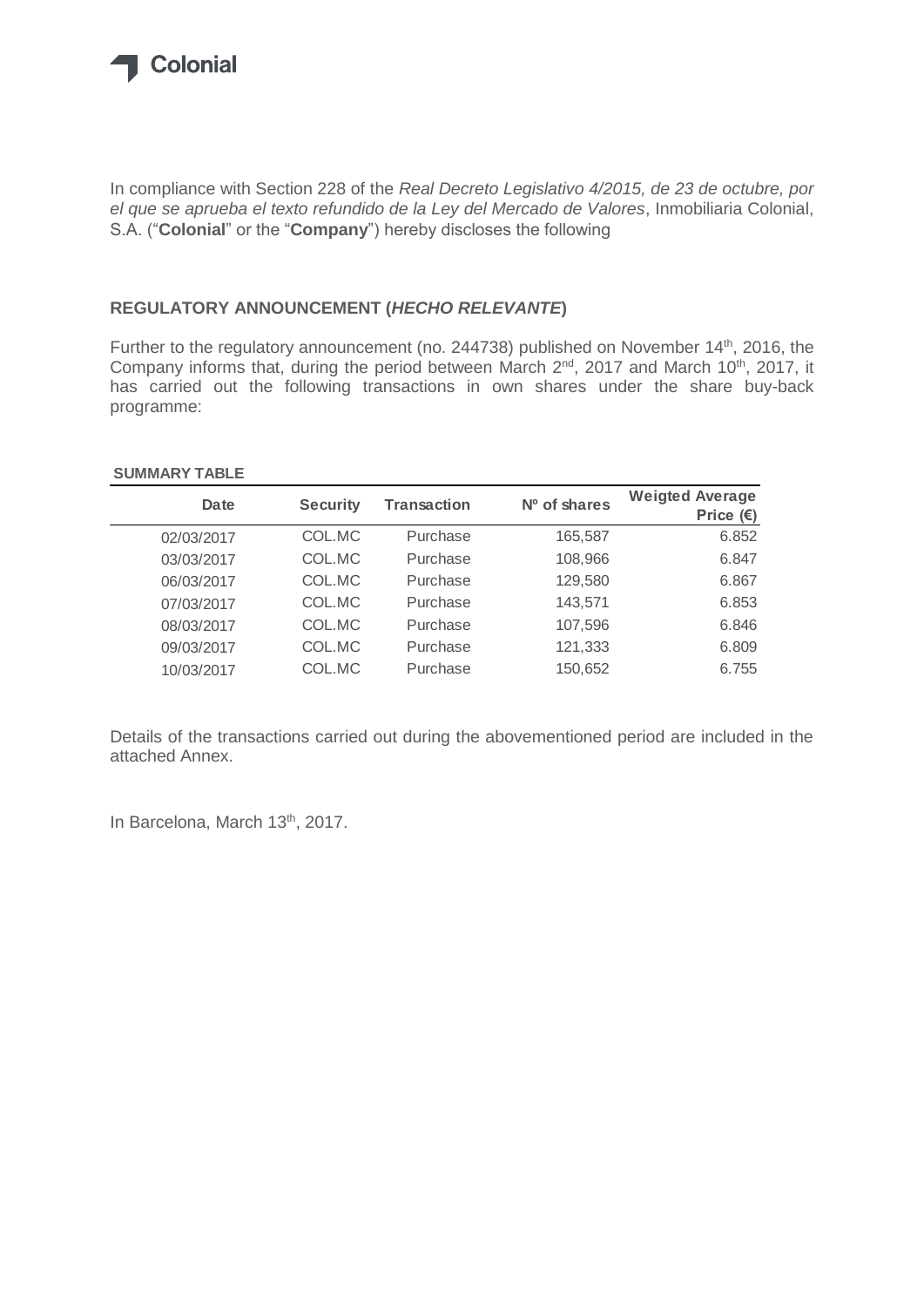Colonial

In compliance with Section 228 of the *Real Decreto Legislativo 4/2015, de 23 de octubre, por el que se aprueba el texto refundido de la Ley del Mercado de Valores*, Inmobiliaria Colonial, S.A. ("**Colonial**" or the "**Company**") hereby discloses the following

## REGULATORY ANNOUNCEMENT (*HECHO RELEVANTE*)

Further to the regulatory announcement (no. 244738) published on November 14th, 2016, the Company informs that, during the period between March 2nd, 2017 and March 10th, 2017, it has carried out the following transactions in own shares under the share buy-back programme:

**SUMMARY TABLE**

| Date | Security | Transaction | Nº of shares | Weigted Average Price (€) |
|---|---|---|---|---|
| 02/03/2017 | COL.MC | Purchase | 165,587 | 6.852 |
| 03/03/2017 | COL.MC | Purchase | 108,966 | 6.847 |
| 06/03/2017 | COL.MC | Purchase | 129,580 | 6.867 |
| 07/03/2017 | COL.MC | Purchase | 143,571 | 6.853 |
| 08/03/2017 | COL.MC | Purchase | 107,596 | 6.846 |
| 09/03/2017 | COL.MC | Purchase | 121,333 | 6.809 |
| 10/03/2017 | COL.MC | Purchase | 150,652 | 6.755 |

Details of the transactions carried out during the abovementioned period are included in the attached Annex.

In Barcelona, March 13th, 2017.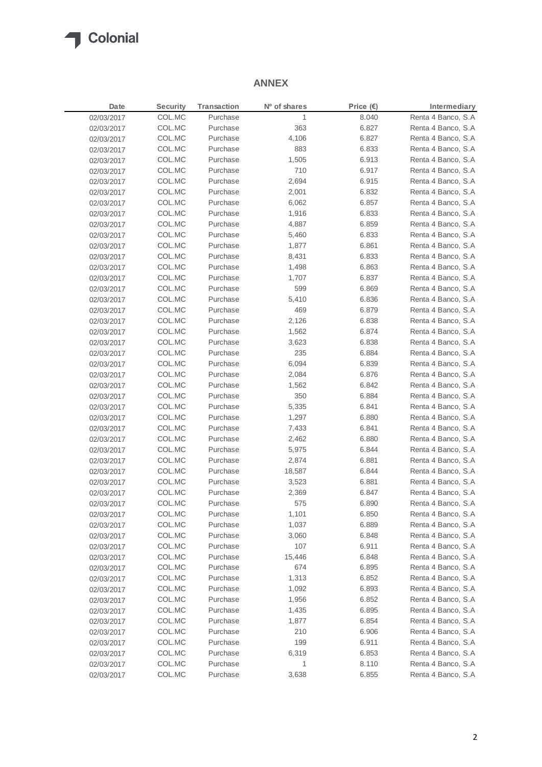## ANNEX

| Date | Security | Transaction | Nº of shares | Price (€) | Intermediary |
|---|---|---|---|---|---|
| 02/03/2017 | COL.MC | Purchase | 1 | 8.040 | Renta 4 Banco, S.A |
| 02/03/2017 | COL.MC | Purchase | 363 | 6.827 | Renta 4 Banco, S.A |
| 02/03/2017 | COL.MC | Purchase | 4,106 | 6.827 | Renta 4 Banco, S.A |
| 02/03/2017 | COL.MC | Purchase | 883 | 6.833 | Renta 4 Banco, S.A |
| 02/03/2017 | COL.MC | Purchase | 1,505 | 6.913 | Renta 4 Banco, S.A |
| 02/03/2017 | COL.MC | Purchase | 710 | 6.917 | Renta 4 Banco, S.A |
| 02/03/2017 | COL.MC | Purchase | 2,694 | 6.915 | Renta 4 Banco, S.A |
| 02/03/2017 | COL.MC | Purchase | 2,001 | 6.832 | Renta 4 Banco, S.A |
| 02/03/2017 | COL.MC | Purchase | 6,062 | 6.857 | Renta 4 Banco, S.A |
| 02/03/2017 | COL.MC | Purchase | 1,916 | 6.833 | Renta 4 Banco, S.A |
| 02/03/2017 | COL.MC | Purchase | 4,887 | 6.859 | Renta 4 Banco, S.A |
| 02/03/2017 | COL.MC | Purchase | 5,460 | 6.833 | Renta 4 Banco, S.A |
| 02/03/2017 | COL.MC | Purchase | 1,877 | 6.861 | Renta 4 Banco, S.A |
| 02/03/2017 | COL.MC | Purchase | 8,431 | 6.833 | Renta 4 Banco, S.A |
| 02/03/2017 | COL.MC | Purchase | 1,498 | 6.863 | Renta 4 Banco, S.A |
| 02/03/2017 | COL.MC | Purchase | 1,707 | 6.837 | Renta 4 Banco, S.A |
| 02/03/2017 | COL.MC | Purchase | 599 | 6.869 | Renta 4 Banco, S.A |
| 02/03/2017 | COL.MC | Purchase | 5,410 | 6.836 | Renta 4 Banco, S.A |
| 02/03/2017 | COL.MC | Purchase | 469 | 6.879 | Renta 4 Banco, S.A |
| 02/03/2017 | COL.MC | Purchase | 2,126 | 6.838 | Renta 4 Banco, S.A |
| 02/03/2017 | COL.MC | Purchase | 1,562 | 6.874 | Renta 4 Banco, S.A |
| 02/03/2017 | COL.MC | Purchase | 3,623 | 6.838 | Renta 4 Banco, S.A |
| 02/03/2017 | COL.MC | Purchase | 235 | 6.884 | Renta 4 Banco, S.A |
| 02/03/2017 | COL.MC | Purchase | 6,094 | 6.839 | Renta 4 Banco, S.A |
| 02/03/2017 | COL.MC | Purchase | 2,084 | 6.876 | Renta 4 Banco, S.A |
| 02/03/2017 | COL.MC | Purchase | 1,562 | 6.842 | Renta 4 Banco, S.A |
| 02/03/2017 | COL.MC | Purchase | 350 | 6.884 | Renta 4 Banco, S.A |
| 02/03/2017 | COL.MC | Purchase | 5,335 | 6.841 | Renta 4 Banco, S.A |
| 02/03/2017 | COL.MC | Purchase | 1,297 | 6.880 | Renta 4 Banco, S.A |
| 02/03/2017 | COL.MC | Purchase | 7,433 | 6.841 | Renta 4 Banco, S.A |
| 02/03/2017 | COL.MC | Purchase | 2,462 | 6.880 | Renta 4 Banco, S.A |
| 02/03/2017 | COL.MC | Purchase | 5,975 | 6.844 | Renta 4 Banco, S.A |
| 02/03/2017 | COL.MC | Purchase | 2,874 | 6.881 | Renta 4 Banco, S.A |
| 02/03/2017 | COL.MC | Purchase | 18,587 | 6.844 | Renta 4 Banco, S.A |
| 02/03/2017 | COL.MC | Purchase | 3,523 | 6.881 | Renta 4 Banco, S.A |
| 02/03/2017 | COL.MC | Purchase | 2,369 | 6.847 | Renta 4 Banco, S.A |
| 02/03/2017 | COL.MC | Purchase | 575 | 6.890 | Renta 4 Banco, S.A |
| 02/03/2017 | COL.MC | Purchase | 1,101 | 6.850 | Renta 4 Banco, S.A |
| 02/03/2017 | COL.MC | Purchase | 1,037 | 6.889 | Renta 4 Banco, S.A |
| 02/03/2017 | COL.MC | Purchase | 3,060 | 6.848 | Renta 4 Banco, S.A |
| 02/03/2017 | COL.MC | Purchase | 107 | 6.911 | Renta 4 Banco, S.A |
| 02/03/2017 | COL.MC | Purchase | 15,446 | 6.848 | Renta 4 Banco, S.A |
| 02/03/2017 | COL.MC | Purchase | 674 | 6.895 | Renta 4 Banco, S.A |
| 02/03/2017 | COL.MC | Purchase | 1,313 | 6.852 | Renta 4 Banco, S.A |
| 02/03/2017 | COL.MC | Purchase | 1,092 | 6.893 | Renta 4 Banco, S.A |
| 02/03/2017 | COL.MC | Purchase | 1,956 | 6.852 | Renta 4 Banco, S.A |
| 02/03/2017 | COL.MC | Purchase | 1,435 | 6.895 | Renta 4 Banco, S.A |
| 02/03/2017 | COL.MC | Purchase | 1,877 | 6.854 | Renta 4 Banco, S.A |
| 02/03/2017 | COL.MC | Purchase | 210 | 6.906 | Renta 4 Banco, S.A |
| 02/03/2017 | COL.MC | Purchase | 199 | 6.911 | Renta 4 Banco, S.A |
| 02/03/2017 | COL.MC | Purchase | 6,319 | 6.853 | Renta 4 Banco, S.A |
| 02/03/2017 | COL.MC | Purchase | 1 | 8.110 | Renta 4 Banco, S.A |
| 02/03/2017 | COL.MC | Purchase | 3,638 | 6.855 | Renta 4 Banco, S.A |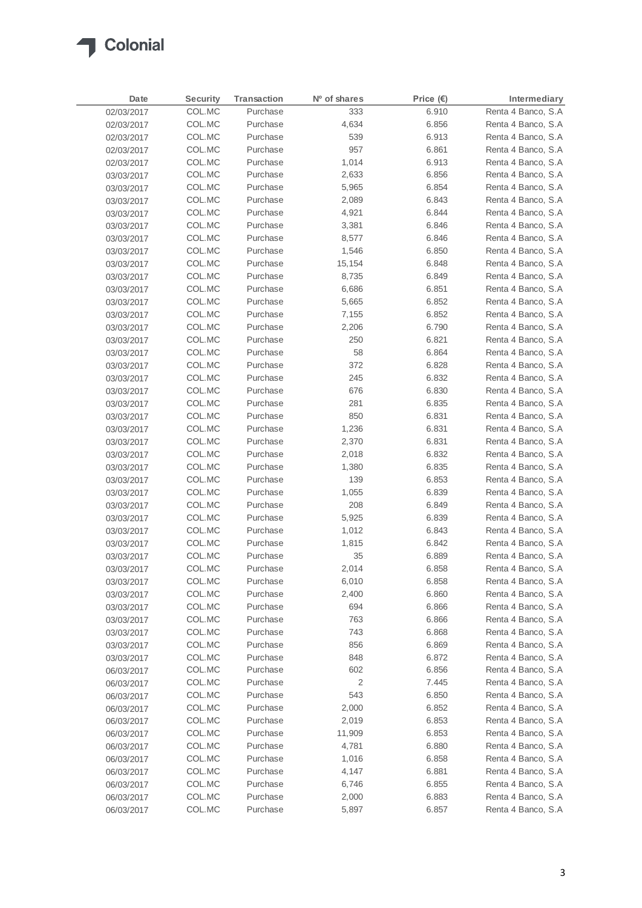| Date | Security | Transaction | Nº of shares | Price (€) | Intermediary |
|---|---|---|---|---|---|
| 02/03/2017 | COL.MC | Purchase | 333 | 6.910 | Renta 4 Banco, S.A |
| 02/03/2017 | COL.MC | Purchase | 4,634 | 6.856 | Renta 4 Banco, S.A |
| 02/03/2017 | COL.MC | Purchase | 539 | 6.913 | Renta 4 Banco, S.A |
| 02/03/2017 | COL.MC | Purchase | 957 | 6.861 | Renta 4 Banco, S.A |
| 02/03/2017 | COL.MC | Purchase | 1,014 | 6.913 | Renta 4 Banco, S.A |
| 03/03/2017 | COL.MC | Purchase | 2,633 | 6.856 | Renta 4 Banco, S.A |
| 03/03/2017 | COL.MC | Purchase | 5,965 | 6.854 | Renta 4 Banco, S.A |
| 03/03/2017 | COL.MC | Purchase | 2,089 | 6.843 | Renta 4 Banco, S.A |
| 03/03/2017 | COL.MC | Purchase | 4,921 | 6.844 | Renta 4 Banco, S.A |
| 03/03/2017 | COL.MC | Purchase | 3,381 | 6.846 | Renta 4 Banco, S.A |
| 03/03/2017 | COL.MC | Purchase | 8,577 | 6.846 | Renta 4 Banco, S.A |
| 03/03/2017 | COL.MC | Purchase | 1,546 | 6.850 | Renta 4 Banco, S.A |
| 03/03/2017 | COL.MC | Purchase | 15,154 | 6.848 | Renta 4 Banco, S.A |
| 03/03/2017 | COL.MC | Purchase | 8,735 | 6.849 | Renta 4 Banco, S.A |
| 03/03/2017 | COL.MC | Purchase | 6,686 | 6.851 | Renta 4 Banco, S.A |
| 03/03/2017 | COL.MC | Purchase | 5,665 | 6.852 | Renta 4 Banco, S.A |
| 03/03/2017 | COL.MC | Purchase | 7,155 | 6.852 | Renta 4 Banco, S.A |
| 03/03/2017 | COL.MC | Purchase | 2,206 | 6.790 | Renta 4 Banco, S.A |
| 03/03/2017 | COL.MC | Purchase | 250 | 6.821 | Renta 4 Banco, S.A |
| 03/03/2017 | COL.MC | Purchase | 58 | 6.864 | Renta 4 Banco, S.A |
| 03/03/2017 | COL.MC | Purchase | 372 | 6.828 | Renta 4 Banco, S.A |
| 03/03/2017 | COL.MC | Purchase | 245 | 6.832 | Renta 4 Banco, S.A |
| 03/03/2017 | COL.MC | Purchase | 676 | 6.830 | Renta 4 Banco, S.A |
| 03/03/2017 | COL.MC | Purchase | 281 | 6.835 | Renta 4 Banco, S.A |
| 03/03/2017 | COL.MC | Purchase | 850 | 6.831 | Renta 4 Banco, S.A |
| 03/03/2017 | COL.MC | Purchase | 1,236 | 6.831 | Renta 4 Banco, S.A |
| 03/03/2017 | COL.MC | Purchase | 2,370 | 6.831 | Renta 4 Banco, S.A |
| 03/03/2017 | COL.MC | Purchase | 2,018 | 6.832 | Renta 4 Banco, S.A |
| 03/03/2017 | COL.MC | Purchase | 1,380 | 6.835 | Renta 4 Banco, S.A |
| 03/03/2017 | COL.MC | Purchase | 139 | 6.853 | Renta 4 Banco, S.A |
| 03/03/2017 | COL.MC | Purchase | 1,055 | 6.839 | Renta 4 Banco, S.A |
| 03/03/2017 | COL.MC | Purchase | 208 | 6.849 | Renta 4 Banco, S.A |
| 03/03/2017 | COL.MC | Purchase | 5,925 | 6.839 | Renta 4 Banco, S.A |
| 03/03/2017 | COL.MC | Purchase | 1,012 | 6.843 | Renta 4 Banco, S.A |
| 03/03/2017 | COL.MC | Purchase | 1,815 | 6.842 | Renta 4 Banco, S.A |
| 03/03/2017 | COL.MC | Purchase | 35 | 6.889 | Renta 4 Banco, S.A |
| 03/03/2017 | COL.MC | Purchase | 2,014 | 6.858 | Renta 4 Banco, S.A |
| 03/03/2017 | COL.MC | Purchase | 6,010 | 6.858 | Renta 4 Banco, S.A |
| 03/03/2017 | COL.MC | Purchase | 2,400 | 6.860 | Renta 4 Banco, S.A |
| 03/03/2017 | COL.MC | Purchase | 694 | 6.866 | Renta 4 Banco, S.A |
| 03/03/2017 | COL.MC | Purchase | 763 | 6.866 | Renta 4 Banco, S.A |
| 03/03/2017 | COL.MC | Purchase | 743 | 6.868 | Renta 4 Banco, S.A |
| 03/03/2017 | COL.MC | Purchase | 856 | 6.869 | Renta 4 Banco, S.A |
| 03/03/2017 | COL.MC | Purchase | 848 | 6.872 | Renta 4 Banco, S.A |
| 06/03/2017 | COL.MC | Purchase | 602 | 6.856 | Renta 4 Banco, S.A |
| 06/03/2017 | COL.MC | Purchase | 2 | 7.445 | Renta 4 Banco, S.A |
| 06/03/2017 | COL.MC | Purchase | 543 | 6.850 | Renta 4 Banco, S.A |
| 06/03/2017 | COL.MC | Purchase | 2,000 | 6.852 | Renta 4 Banco, S.A |
| 06/03/2017 | COL.MC | Purchase | 2,019 | 6.853 | Renta 4 Banco, S.A |
| 06/03/2017 | COL.MC | Purchase | 11,909 | 6.853 | Renta 4 Banco, S.A |
| 06/03/2017 | COL.MC | Purchase | 4,781 | 6.880 | Renta 4 Banco, S.A |
| 06/03/2017 | COL.MC | Purchase | 1,016 | 6.858 | Renta 4 Banco, S.A |
| 06/03/2017 | COL.MC | Purchase | 4,147 | 6.881 | Renta 4 Banco, S.A |
| 06/03/2017 | COL.MC | Purchase | 6,746 | 6.855 | Renta 4 Banco, S.A |
| 06/03/2017 | COL.MC | Purchase | 2,000 | 6.883 | Renta 4 Banco, S.A |
| 06/03/2017 | COL.MC | Purchase | 5,897 | 6.857 | Renta 4 Banco, S.A |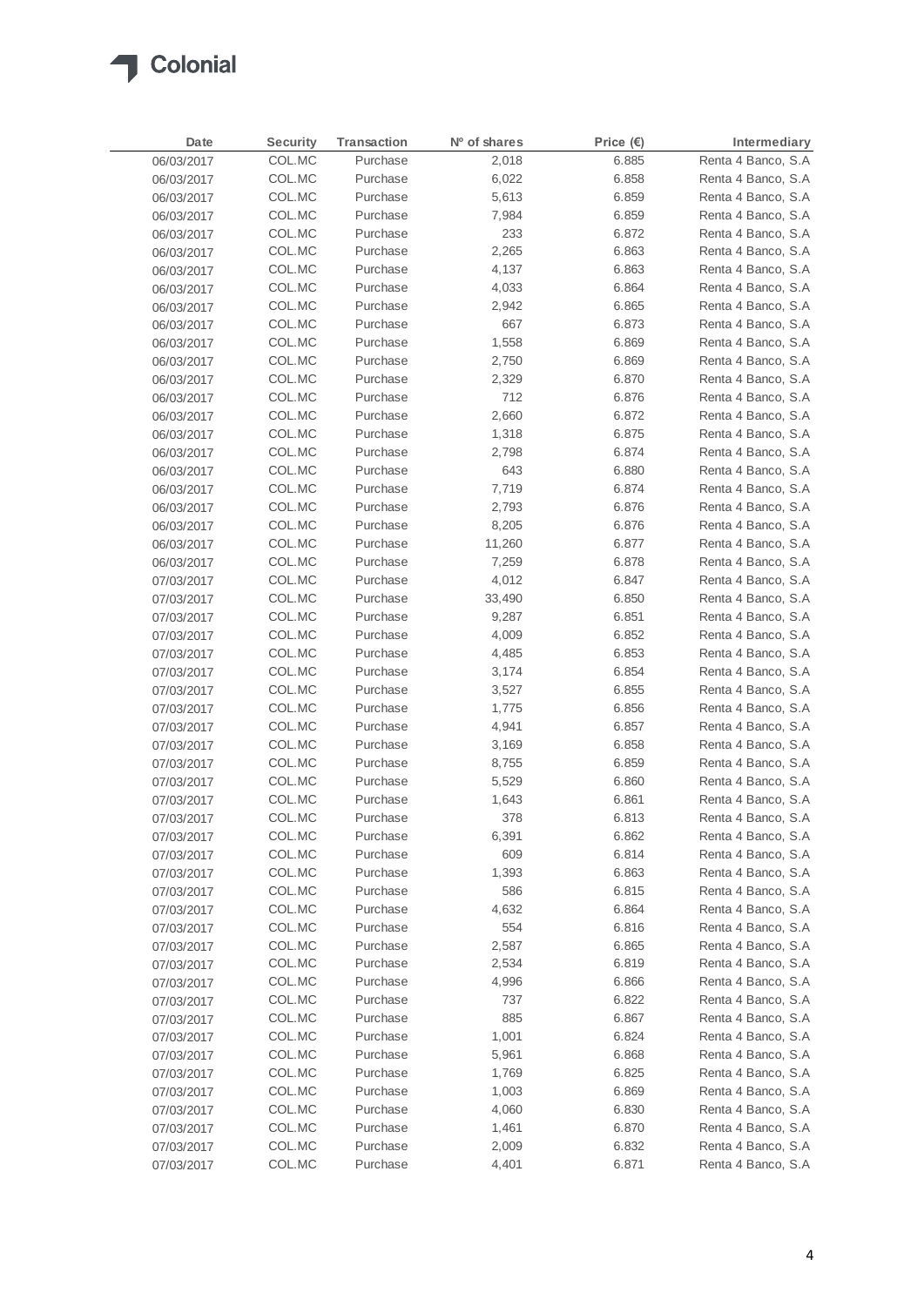| Date | Security | Transaction | Nº of shares | Price (€) | Intermediary |
|---|---|---|---|---|---|
| 06/03/2017 | COL.MC | Purchase | 2,018 | 6.885 | Renta 4 Banco, S.A |
| 06/03/2017 | COL.MC | Purchase | 6,022 | 6.858 | Renta 4 Banco, S.A |
| 06/03/2017 | COL.MC | Purchase | 5,613 | 6.859 | Renta 4 Banco, S.A |
| 06/03/2017 | COL.MC | Purchase | 7,984 | 6.859 | Renta 4 Banco, S.A |
| 06/03/2017 | COL.MC | Purchase | 233 | 6.872 | Renta 4 Banco, S.A |
| 06/03/2017 | COL.MC | Purchase | 2,265 | 6.863 | Renta 4 Banco, S.A |
| 06/03/2017 | COL.MC | Purchase | 4,137 | 6.863 | Renta 4 Banco, S.A |
| 06/03/2017 | COL.MC | Purchase | 4,033 | 6.864 | Renta 4 Banco, S.A |
| 06/03/2017 | COL.MC | Purchase | 2,942 | 6.865 | Renta 4 Banco, S.A |
| 06/03/2017 | COL.MC | Purchase | 667 | 6.873 | Renta 4 Banco, S.A |
| 06/03/2017 | COL.MC | Purchase | 1,558 | 6.869 | Renta 4 Banco, S.A |
| 06/03/2017 | COL.MC | Purchase | 2,750 | 6.869 | Renta 4 Banco, S.A |
| 06/03/2017 | COL.MC | Purchase | 2,329 | 6.870 | Renta 4 Banco, S.A |
| 06/03/2017 | COL.MC | Purchase | 712 | 6.876 | Renta 4 Banco, S.A |
| 06/03/2017 | COL.MC | Purchase | 2,660 | 6.872 | Renta 4 Banco, S.A |
| 06/03/2017 | COL.MC | Purchase | 1,318 | 6.875 | Renta 4 Banco, S.A |
| 06/03/2017 | COL.MC | Purchase | 2,798 | 6.874 | Renta 4 Banco, S.A |
| 06/03/2017 | COL.MC | Purchase | 643 | 6.880 | Renta 4 Banco, S.A |
| 06/03/2017 | COL.MC | Purchase | 7,719 | 6.874 | Renta 4 Banco, S.A |
| 06/03/2017 | COL.MC | Purchase | 2,793 | 6.876 | Renta 4 Banco, S.A |
| 06/03/2017 | COL.MC | Purchase | 8,205 | 6.876 | Renta 4 Banco, S.A |
| 06/03/2017 | COL.MC | Purchase | 11,260 | 6.877 | Renta 4 Banco, S.A |
| 06/03/2017 | COL.MC | Purchase | 7,259 | 6.878 | Renta 4 Banco, S.A |
| 07/03/2017 | COL.MC | Purchase | 4,012 | 6.847 | Renta 4 Banco, S.A |
| 07/03/2017 | COL.MC | Purchase | 33,490 | 6.850 | Renta 4 Banco, S.A |
| 07/03/2017 | COL.MC | Purchase | 9,287 | 6.851 | Renta 4 Banco, S.A |
| 07/03/2017 | COL.MC | Purchase | 4,009 | 6.852 | Renta 4 Banco, S.A |
| 07/03/2017 | COL.MC | Purchase | 4,485 | 6.853 | Renta 4 Banco, S.A |
| 07/03/2017 | COL.MC | Purchase | 3,174 | 6.854 | Renta 4 Banco, S.A |
| 07/03/2017 | COL.MC | Purchase | 3,527 | 6.855 | Renta 4 Banco, S.A |
| 07/03/2017 | COL.MC | Purchase | 1,775 | 6.856 | Renta 4 Banco, S.A |
| 07/03/2017 | COL.MC | Purchase | 4,941 | 6.857 | Renta 4 Banco, S.A |
| 07/03/2017 | COL.MC | Purchase | 3,169 | 6.858 | Renta 4 Banco, S.A |
| 07/03/2017 | COL.MC | Purchase | 8,755 | 6.859 | Renta 4 Banco, S.A |
| 07/03/2017 | COL.MC | Purchase | 5,529 | 6.860 | Renta 4 Banco, S.A |
| 07/03/2017 | COL.MC | Purchase | 1,643 | 6.861 | Renta 4 Banco, S.A |
| 07/03/2017 | COL.MC | Purchase | 378 | 6.813 | Renta 4 Banco, S.A |
| 07/03/2017 | COL.MC | Purchase | 6,391 | 6.862 | Renta 4 Banco, S.A |
| 07/03/2017 | COL.MC | Purchase | 609 | 6.814 | Renta 4 Banco, S.A |
| 07/03/2017 | COL.MC | Purchase | 1,393 | 6.863 | Renta 4 Banco, S.A |
| 07/03/2017 | COL.MC | Purchase | 586 | 6.815 | Renta 4 Banco, S.A |
| 07/03/2017 | COL.MC | Purchase | 4,632 | 6.864 | Renta 4 Banco, S.A |
| 07/03/2017 | COL.MC | Purchase | 554 | 6.816 | Renta 4 Banco, S.A |
| 07/03/2017 | COL.MC | Purchase | 2,587 | 6.865 | Renta 4 Banco, S.A |
| 07/03/2017 | COL.MC | Purchase | 2,534 | 6.819 | Renta 4 Banco, S.A |
| 07/03/2017 | COL.MC | Purchase | 4,996 | 6.866 | Renta 4 Banco, S.A |
| 07/03/2017 | COL.MC | Purchase | 737 | 6.822 | Renta 4 Banco, S.A |
| 07/03/2017 | COL.MC | Purchase | 885 | 6.867 | Renta 4 Banco, S.A |
| 07/03/2017 | COL.MC | Purchase | 1,001 | 6.824 | Renta 4 Banco, S.A |
| 07/03/2017 | COL.MC | Purchase | 5,961 | 6.868 | Renta 4 Banco, S.A |
| 07/03/2017 | COL.MC | Purchase | 1,769 | 6.825 | Renta 4 Banco, S.A |
| 07/03/2017 | COL.MC | Purchase | 1,003 | 6.869 | Renta 4 Banco, S.A |
| 07/03/2017 | COL.MC | Purchase | 4,060 | 6.830 | Renta 4 Banco, S.A |
| 07/03/2017 | COL.MC | Purchase | 1,461 | 6.870 | Renta 4 Banco, S.A |
| 07/03/2017 | COL.MC | Purchase | 2,009 | 6.832 | Renta 4 Banco, S.A |
| 07/03/2017 | COL.MC | Purchase | 4,401 | 6.871 | Renta 4 Banco, S.A |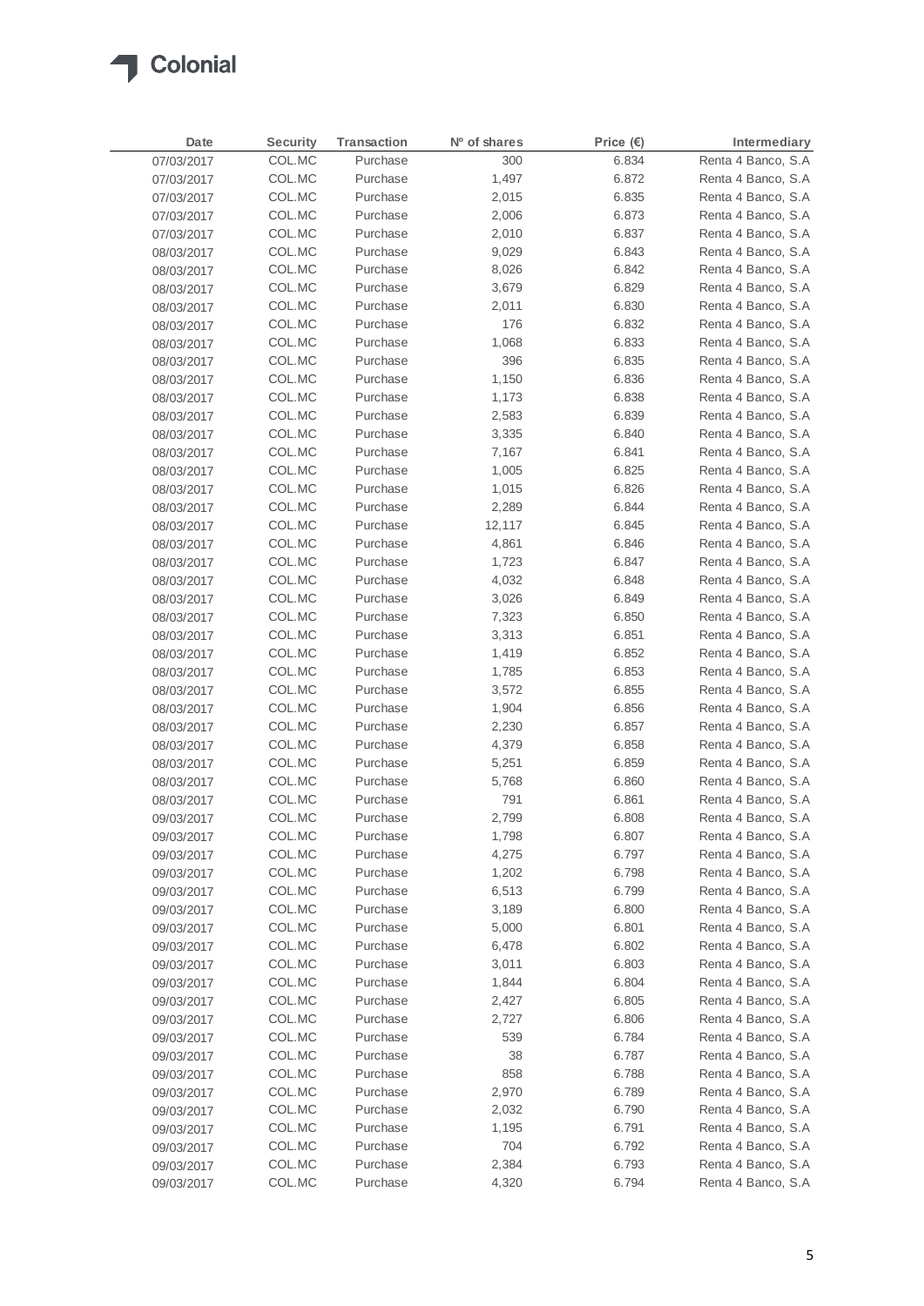| Date | Security | Transaction | Nº of shares | Price (€) | Intermediary |
|---|---|---|---|---|---|
| 07/03/2017 | COL.MC | Purchase | 300 | 6.834 | Renta 4 Banco, S.A |
| 07/03/2017 | COL.MC | Purchase | 1,497 | 6.872 | Renta 4 Banco, S.A |
| 07/03/2017 | COL.MC | Purchase | 2,015 | 6.835 | Renta 4 Banco, S.A |
| 07/03/2017 | COL.MC | Purchase | 2,006 | 6.873 | Renta 4 Banco, S.A |
| 07/03/2017 | COL.MC | Purchase | 2,010 | 6.837 | Renta 4 Banco, S.A |
| 08/03/2017 | COL.MC | Purchase | 9,029 | 6.843 | Renta 4 Banco, S.A |
| 08/03/2017 | COL.MC | Purchase | 8,026 | 6.842 | Renta 4 Banco, S.A |
| 08/03/2017 | COL.MC | Purchase | 3,679 | 6.829 | Renta 4 Banco, S.A |
| 08/03/2017 | COL.MC | Purchase | 2,011 | 6.830 | Renta 4 Banco, S.A |
| 08/03/2017 | COL.MC | Purchase | 176 | 6.832 | Renta 4 Banco, S.A |
| 08/03/2017 | COL.MC | Purchase | 1,068 | 6.833 | Renta 4 Banco, S.A |
| 08/03/2017 | COL.MC | Purchase | 396 | 6.835 | Renta 4 Banco, S.A |
| 08/03/2017 | COL.MC | Purchase | 1,150 | 6.836 | Renta 4 Banco, S.A |
| 08/03/2017 | COL.MC | Purchase | 1,173 | 6.838 | Renta 4 Banco, S.A |
| 08/03/2017 | COL.MC | Purchase | 2,583 | 6.839 | Renta 4 Banco, S.A |
| 08/03/2017 | COL.MC | Purchase | 3,335 | 6.840 | Renta 4 Banco, S.A |
| 08/03/2017 | COL.MC | Purchase | 7,167 | 6.841 | Renta 4 Banco, S.A |
| 08/03/2017 | COL.MC | Purchase | 1,005 | 6.825 | Renta 4 Banco, S.A |
| 08/03/2017 | COL.MC | Purchase | 1,015 | 6.826 | Renta 4 Banco, S.A |
| 08/03/2017 | COL.MC | Purchase | 2,289 | 6.844 | Renta 4 Banco, S.A |
| 08/03/2017 | COL.MC | Purchase | 12,117 | 6.845 | Renta 4 Banco, S.A |
| 08/03/2017 | COL.MC | Purchase | 4,861 | 6.846 | Renta 4 Banco, S.A |
| 08/03/2017 | COL.MC | Purchase | 1,723 | 6.847 | Renta 4 Banco, S.A |
| 08/03/2017 | COL.MC | Purchase | 4,032 | 6.848 | Renta 4 Banco, S.A |
| 08/03/2017 | COL.MC | Purchase | 3,026 | 6.849 | Renta 4 Banco, S.A |
| 08/03/2017 | COL.MC | Purchase | 7,323 | 6.850 | Renta 4 Banco, S.A |
| 08/03/2017 | COL.MC | Purchase | 3,313 | 6.851 | Renta 4 Banco, S.A |
| 08/03/2017 | COL.MC | Purchase | 1,419 | 6.852 | Renta 4 Banco, S.A |
| 08/03/2017 | COL.MC | Purchase | 1,785 | 6.853 | Renta 4 Banco, S.A |
| 08/03/2017 | COL.MC | Purchase | 3,572 | 6.855 | Renta 4 Banco, S.A |
| 08/03/2017 | COL.MC | Purchase | 1,904 | 6.856 | Renta 4 Banco, S.A |
| 08/03/2017 | COL.MC | Purchase | 2,230 | 6.857 | Renta 4 Banco, S.A |
| 08/03/2017 | COL.MC | Purchase | 4,379 | 6.858 | Renta 4 Banco, S.A |
| 08/03/2017 | COL.MC | Purchase | 5,251 | 6.859 | Renta 4 Banco, S.A |
| 08/03/2017 | COL.MC | Purchase | 5,768 | 6.860 | Renta 4 Banco, S.A |
| 08/03/2017 | COL.MC | Purchase | 791 | 6.861 | Renta 4 Banco, S.A |
| 09/03/2017 | COL.MC | Purchase | 2,799 | 6.808 | Renta 4 Banco, S.A |
| 09/03/2017 | COL.MC | Purchase | 1,798 | 6.807 | Renta 4 Banco, S.A |
| 09/03/2017 | COL.MC | Purchase | 4,275 | 6.797 | Renta 4 Banco, S.A |
| 09/03/2017 | COL.MC | Purchase | 1,202 | 6.798 | Renta 4 Banco, S.A |
| 09/03/2017 | COL.MC | Purchase | 6,513 | 6.799 | Renta 4 Banco, S.A |
| 09/03/2017 | COL.MC | Purchase | 3,189 | 6.800 | Renta 4 Banco, S.A |
| 09/03/2017 | COL.MC | Purchase | 5,000 | 6.801 | Renta 4 Banco, S.A |
| 09/03/2017 | COL.MC | Purchase | 6,478 | 6.802 | Renta 4 Banco, S.A |
| 09/03/2017 | COL.MC | Purchase | 3,011 | 6.803 | Renta 4 Banco, S.A |
| 09/03/2017 | COL.MC | Purchase | 1,844 | 6.804 | Renta 4 Banco, S.A |
| 09/03/2017 | COL.MC | Purchase | 2,427 | 6.805 | Renta 4 Banco, S.A |
| 09/03/2017 | COL.MC | Purchase | 2,727 | 6.806 | Renta 4 Banco, S.A |
| 09/03/2017 | COL.MC | Purchase | 539 | 6.784 | Renta 4 Banco, S.A |
| 09/03/2017 | COL.MC | Purchase | 38 | 6.787 | Renta 4 Banco, S.A |
| 09/03/2017 | COL.MC | Purchase | 858 | 6.788 | Renta 4 Banco, S.A |
| 09/03/2017 | COL.MC | Purchase | 2,970 | 6.789 | Renta 4 Banco, S.A |
| 09/03/2017 | COL.MC | Purchase | 2,032 | 6.790 | Renta 4 Banco, S.A |
| 09/03/2017 | COL.MC | Purchase | 1,195 | 6.791 | Renta 4 Banco, S.A |
| 09/03/2017 | COL.MC | Purchase | 704 | 6.792 | Renta 4 Banco, S.A |
| 09/03/2017 | COL.MC | Purchase | 2,384 | 6.793 | Renta 4 Banco, S.A |
| 09/03/2017 | COL.MC | Purchase | 4,320 | 6.794 | Renta 4 Banco, S.A |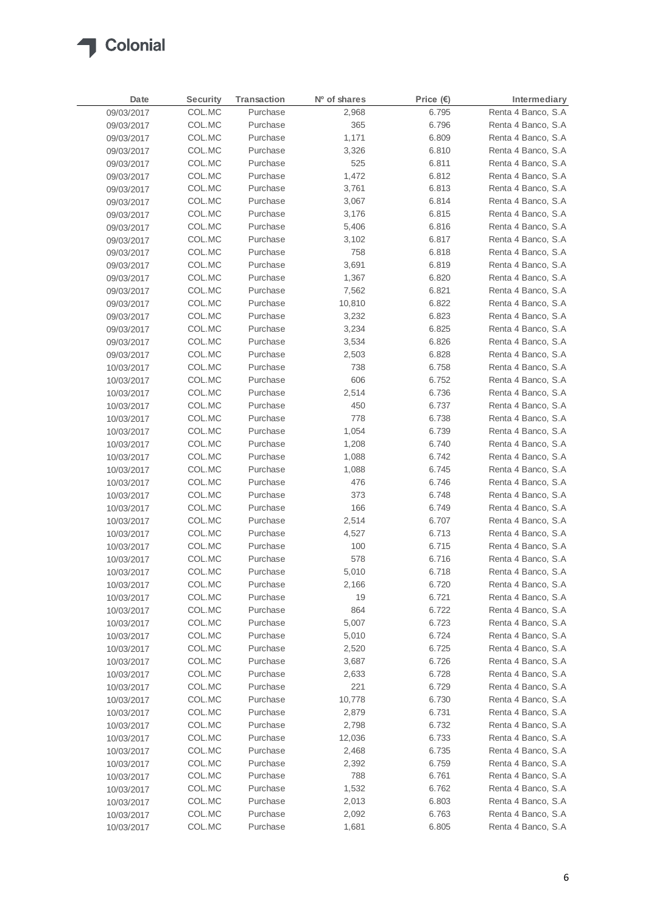| Date | Security | Transaction | Nº of shares | Price (€) | Intermediary |
|---|---|---|---|---|---|
| 09/03/2017 | COL.MC | Purchase | 2,968 | 6.795 | Renta 4 Banco, S.A |
| 09/03/2017 | COL.MC | Purchase | 365 | 6.796 | Renta 4 Banco, S.A |
| 09/03/2017 | COL.MC | Purchase | 1,171 | 6.809 | Renta 4 Banco, S.A |
| 09/03/2017 | COL.MC | Purchase | 3,326 | 6.810 | Renta 4 Banco, S.A |
| 09/03/2017 | COL.MC | Purchase | 525 | 6.811 | Renta 4 Banco, S.A |
| 09/03/2017 | COL.MC | Purchase | 1,472 | 6.812 | Renta 4 Banco, S.A |
| 09/03/2017 | COL.MC | Purchase | 3,761 | 6.813 | Renta 4 Banco, S.A |
| 09/03/2017 | COL.MC | Purchase | 3,067 | 6.814 | Renta 4 Banco, S.A |
| 09/03/2017 | COL.MC | Purchase | 3,176 | 6.815 | Renta 4 Banco, S.A |
| 09/03/2017 | COL.MC | Purchase | 5,406 | 6.816 | Renta 4 Banco, S.A |
| 09/03/2017 | COL.MC | Purchase | 3,102 | 6.817 | Renta 4 Banco, S.A |
| 09/03/2017 | COL.MC | Purchase | 758 | 6.818 | Renta 4 Banco, S.A |
| 09/03/2017 | COL.MC | Purchase | 3,691 | 6.819 | Renta 4 Banco, S.A |
| 09/03/2017 | COL.MC | Purchase | 1,367 | 6.820 | Renta 4 Banco, S.A |
| 09/03/2017 | COL.MC | Purchase | 7,562 | 6.821 | Renta 4 Banco, S.A |
| 09/03/2017 | COL.MC | Purchase | 10,810 | 6.822 | Renta 4 Banco, S.A |
| 09/03/2017 | COL.MC | Purchase | 3,232 | 6.823 | Renta 4 Banco, S.A |
| 09/03/2017 | COL.MC | Purchase | 3,234 | 6.825 | Renta 4 Banco, S.A |
| 09/03/2017 | COL.MC | Purchase | 3,534 | 6.826 | Renta 4 Banco, S.A |
| 09/03/2017 | COL.MC | Purchase | 2,503 | 6.828 | Renta 4 Banco, S.A |
| 10/03/2017 | COL.MC | Purchase | 738 | 6.758 | Renta 4 Banco, S.A |
| 10/03/2017 | COL.MC | Purchase | 606 | 6.752 | Renta 4 Banco, S.A |
| 10/03/2017 | COL.MC | Purchase | 2,514 | 6.736 | Renta 4 Banco, S.A |
| 10/03/2017 | COL.MC | Purchase | 450 | 6.737 | Renta 4 Banco, S.A |
| 10/03/2017 | COL.MC | Purchase | 778 | 6.738 | Renta 4 Banco, S.A |
| 10/03/2017 | COL.MC | Purchase | 1,054 | 6.739 | Renta 4 Banco, S.A |
| 10/03/2017 | COL.MC | Purchase | 1,208 | 6.740 | Renta 4 Banco, S.A |
| 10/03/2017 | COL.MC | Purchase | 1,088 | 6.742 | Renta 4 Banco, S.A |
| 10/03/2017 | COL.MC | Purchase | 1,088 | 6.745 | Renta 4 Banco, S.A |
| 10/03/2017 | COL.MC | Purchase | 476 | 6.746 | Renta 4 Banco, S.A |
| 10/03/2017 | COL.MC | Purchase | 373 | 6.748 | Renta 4 Banco, S.A |
| 10/03/2017 | COL.MC | Purchase | 166 | 6.749 | Renta 4 Banco, S.A |
| 10/03/2017 | COL.MC | Purchase | 2,514 | 6.707 | Renta 4 Banco, S.A |
| 10/03/2017 | COL.MC | Purchase | 4,527 | 6.713 | Renta 4 Banco, S.A |
| 10/03/2017 | COL.MC | Purchase | 100 | 6.715 | Renta 4 Banco, S.A |
| 10/03/2017 | COL.MC | Purchase | 578 | 6.716 | Renta 4 Banco, S.A |
| 10/03/2017 | COL.MC | Purchase | 5,010 | 6.718 | Renta 4 Banco, S.A |
| 10/03/2017 | COL.MC | Purchase | 2,166 | 6.720 | Renta 4 Banco, S.A |
| 10/03/2017 | COL.MC | Purchase | 19 | 6.721 | Renta 4 Banco, S.A |
| 10/03/2017 | COL.MC | Purchase | 864 | 6.722 | Renta 4 Banco, S.A |
| 10/03/2017 | COL.MC | Purchase | 5,007 | 6.723 | Renta 4 Banco, S.A |
| 10/03/2017 | COL.MC | Purchase | 5,010 | 6.724 | Renta 4 Banco, S.A |
| 10/03/2017 | COL.MC | Purchase | 2,520 | 6.725 | Renta 4 Banco, S.A |
| 10/03/2017 | COL.MC | Purchase | 3,687 | 6.726 | Renta 4 Banco, S.A |
| 10/03/2017 | COL.MC | Purchase | 2,633 | 6.728 | Renta 4 Banco, S.A |
| 10/03/2017 | COL.MC | Purchase | 221 | 6.729 | Renta 4 Banco, S.A |
| 10/03/2017 | COL.MC | Purchase | 10,778 | 6.730 | Renta 4 Banco, S.A |
| 10/03/2017 | COL.MC | Purchase | 2,879 | 6.731 | Renta 4 Banco, S.A |
| 10/03/2017 | COL.MC | Purchase | 2,798 | 6.732 | Renta 4 Banco, S.A |
| 10/03/2017 | COL.MC | Purchase | 12,036 | 6.733 | Renta 4 Banco, S.A |
| 10/03/2017 | COL.MC | Purchase | 2,468 | 6.735 | Renta 4 Banco, S.A |
| 10/03/2017 | COL.MC | Purchase | 2,392 | 6.759 | Renta 4 Banco, S.A |
| 10/03/2017 | COL.MC | Purchase | 788 | 6.761 | Renta 4 Banco, S.A |
| 10/03/2017 | COL.MC | Purchase | 1,532 | 6.762 | Renta 4 Banco, S.A |
| 10/03/2017 | COL.MC | Purchase | 2,013 | 6.803 | Renta 4 Banco, S.A |
| 10/03/2017 | COL.MC | Purchase | 2,092 | 6.763 | Renta 4 Banco, S.A |
| 10/03/2017 | COL.MC | Purchase | 1,681 | 6.805 | Renta 4 Banco, S.A |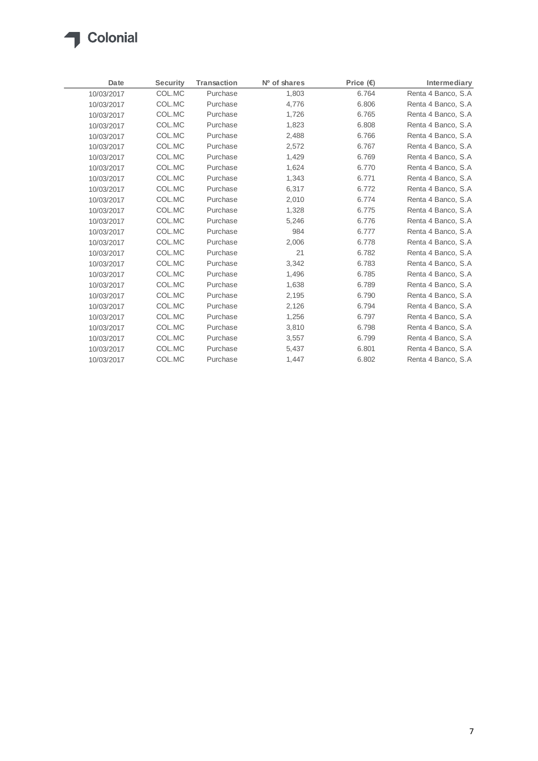| Date | Security | Transaction | Nº of shares | Price (€) | Intermediary |
|---|---|---|---|---|---|
| 10/03/2017 | COL.MC | Purchase | 1,803 | 6.764 | Renta 4 Banco, S.A |
| 10/03/2017 | COL.MC | Purchase | 4,776 | 6.806 | Renta 4 Banco, S.A |
| 10/03/2017 | COL.MC | Purchase | 1,726 | 6.765 | Renta 4 Banco, S.A |
| 10/03/2017 | COL.MC | Purchase | 1,823 | 6.808 | Renta 4 Banco, S.A |
| 10/03/2017 | COL.MC | Purchase | 2,488 | 6.766 | Renta 4 Banco, S.A |
| 10/03/2017 | COL.MC | Purchase | 2,572 | 6.767 | Renta 4 Banco, S.A |
| 10/03/2017 | COL.MC | Purchase | 1,429 | 6.769 | Renta 4 Banco, S.A |
| 10/03/2017 | COL.MC | Purchase | 1,624 | 6.770 | Renta 4 Banco, S.A |
| 10/03/2017 | COL.MC | Purchase | 1,343 | 6.771 | Renta 4 Banco, S.A |
| 10/03/2017 | COL.MC | Purchase | 6,317 | 6.772 | Renta 4 Banco, S.A |
| 10/03/2017 | COL.MC | Purchase | 2,010 | 6.774 | Renta 4 Banco, S.A |
| 10/03/2017 | COL.MC | Purchase | 1,328 | 6.775 | Renta 4 Banco, S.A |
| 10/03/2017 | COL.MC | Purchase | 5,246 | 6.776 | Renta 4 Banco, S.A |
| 10/03/2017 | COL.MC | Purchase | 984 | 6.777 | Renta 4 Banco, S.A |
| 10/03/2017 | COL.MC | Purchase | 2,006 | 6.778 | Renta 4 Banco, S.A |
| 10/03/2017 | COL.MC | Purchase | 21 | 6.782 | Renta 4 Banco, S.A |
| 10/03/2017 | COL.MC | Purchase | 3,342 | 6.783 | Renta 4 Banco, S.A |
| 10/03/2017 | COL.MC | Purchase | 1,496 | 6.785 | Renta 4 Banco, S.A |
| 10/03/2017 | COL.MC | Purchase | 1,638 | 6.789 | Renta 4 Banco, S.A |
| 10/03/2017 | COL.MC | Purchase | 2,195 | 6.790 | Renta 4 Banco, S.A |
| 10/03/2017 | COL.MC | Purchase | 2,126 | 6.794 | Renta 4 Banco, S.A |
| 10/03/2017 | COL.MC | Purchase | 1,256 | 6.797 | Renta 4 Banco, S.A |
| 10/03/2017 | COL.MC | Purchase | 3,810 | 6.798 | Renta 4 Banco, S.A |
| 10/03/2017 | COL.MC | Purchase | 3,557 | 6.799 | Renta 4 Banco, S.A |
| 10/03/2017 | COL.MC | Purchase | 5,437 | 6.801 | Renta 4 Banco, S.A |
| 10/03/2017 | COL.MC | Purchase | 1,447 | 6.802 | Renta 4 Banco, S.A |